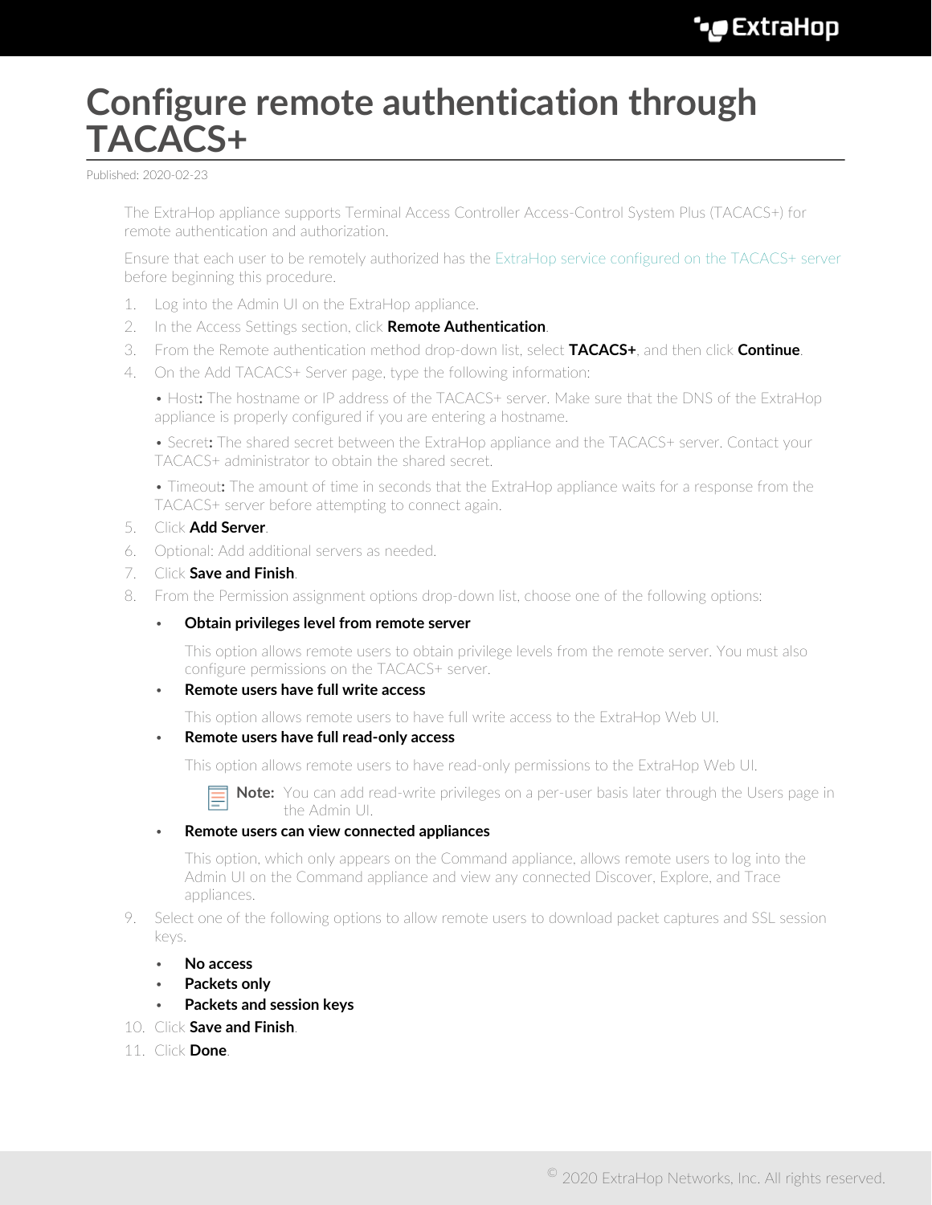# Configure remote authentication through TACACS+

Published: 2020-02-23

The ExtraHop appliance supports Terminal Access Controller Access-Control System Plus (TACACS+) for remote authentication and authorization.

Ensure that each user to be remotely authorized has the ExtraHop service configured on the TACACS+ server before beginning this procedure.

1. Log into the Admin UI on the ExtraHop appliance.
2. In the Access Settings section, click **Remote Authentication**.
3. From the Remote authentication method drop-down list, select **TACACS+**, and then click **Continue**.
4. On the Add TACACS+ Server page, type the following information:

   • Host**:** The hostname or IP address of the TACACS+ server. Make sure that the DNS of the ExtraHop appliance is properly configured if you are entering a hostname.

   • Secret**:** The shared secret between the ExtraHop appliance and the TACACS+ server. Contact your TACACS+ administrator to obtain the shared secret.

   • Timeout**:** The amount of time in seconds that the ExtraHop appliance waits for a response from the TACACS+ server before attempting to connect again.
5. Click **Add Server**.
6. Optional: Add additional servers as needed.
7. Click **Save and Finish**.
8. From the Permission assignment options drop-down list, choose one of the following options:
   - **Obtain privileges level from remote server**

     This option allows remote users to obtain privilege levels from the remote server. You must also configure permissions on the TACACS+ server.
   - **Remote users have full write access**

     This option allows remote users to have full write access to the ExtraHop Web UI.
   - **Remote users have full read-only access**

     This option allows remote users to have read-only permissions to the ExtraHop Web UI.

     **Note:** You can add read-write privileges on a per-user basis later through the Users page in the Admin UI.
   - **Remote users can view connected appliances**

     This option, which only appears on the Command appliance, allows remote users to log into the Admin UI on the Command appliance and view any connected Discover, Explore, and Trace appliances.
9. Select one of the following options to allow remote users to download packet captures and SSL session keys.
   - **No access**
   - **Packets only**
   - **Packets and session keys**
10. Click **Save and Finish**.
11. Click **Done**.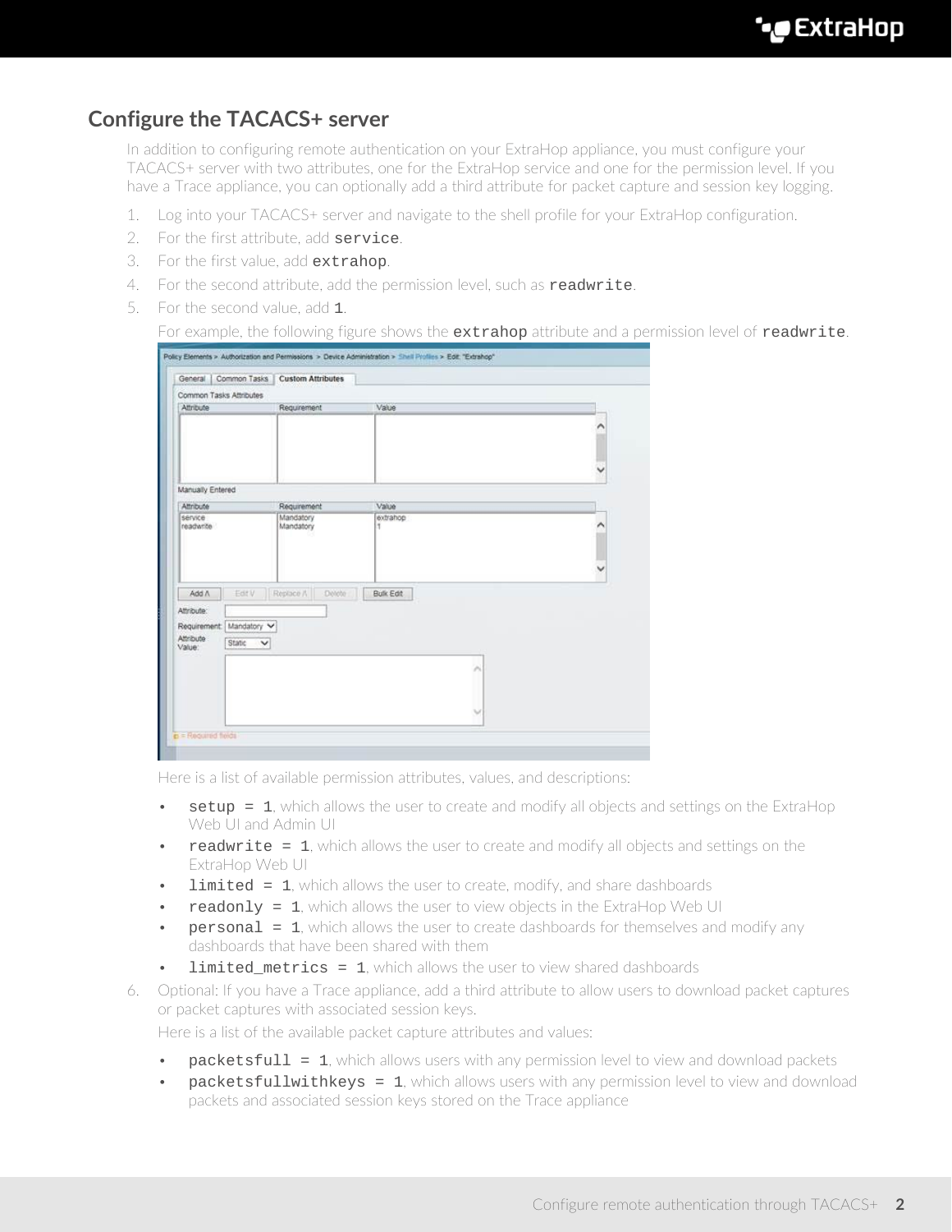## Configure the TACACS+ server

In addition to configuring remote authentication on your ExtraHop appliance, you must configure your TACACS+ server with two attributes, one for the ExtraHop service and one for the permission level. If you have a Trace appliance, you can optionally add a third attribute for packet capture and session key logging.

1. Log into your TACACS+ server and navigate to the shell profile for your ExtraHop configuration.
2. For the first attribute, add `service`.
3. For the first value, add `extrahop`.
4. For the second attribute, add the permission level, such as `readwrite`.
5. For the second value, add `1`.

   For example, the following figure shows the `extrahop` attribute and a permission level of `readwrite`.

   Here is a list of available permission attributes, values, and descriptions:

   - `setup = 1`, which allows the user to create and modify all objects and settings on the ExtraHop Web UI and Admin UI
   - `readwrite = 1`, which allows the user to create and modify all objects and settings on the ExtraHop Web UI
   - `limited = 1`, which allows the user to create, modify, and share dashboards
   - `readonly = 1`, which allows the user to view objects in the ExtraHop Web UI
   - `personal = 1`, which allows the user to create dashboards for themselves and modify any dashboards that have been shared with them
   - `limited_metrics = 1`, which allows the user to view shared dashboards
6. Optional: If you have a Trace appliance, add a third attribute to allow users to download packet captures or packet captures with associated session keys.

   Here is a list of the available packet capture attributes and values:

   - `packetsfull = 1`, which allows users with any permission level to view and download packets
   - `packetsfullwithkeys = 1`, which allows users with any permission level to view and download packets and associated session keys stored on the Trace appliance